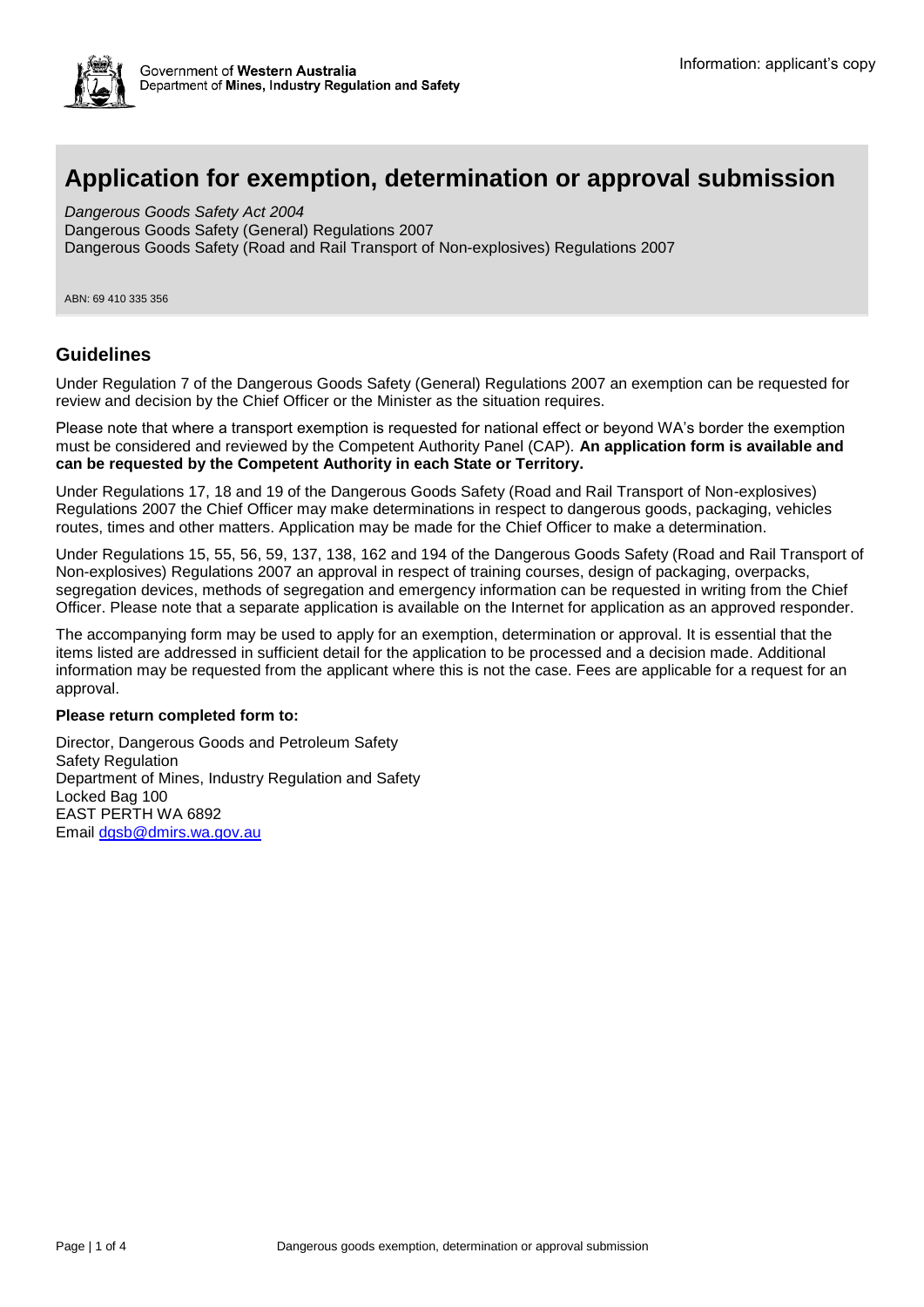Government of **Western Australia**
Department of **Mines, Industry Regulation and Safety**

Information: applicant's copy

# Application for exemption, determination or approval submission

*Dangerous Goods Safety Act 2004*
Dangerous Goods Safety (General) Regulations 2007
Dangerous Goods Safety (Road and Rail Transport of Non-explosives) Regulations 2007

ABN: 69 410 335 356

## Guidelines

Under Regulation 7 of the Dangerous Goods Safety (General) Regulations 2007 an exemption can be requested for review and decision by the Chief Officer or the Minister as the situation requires.

Please note that where a transport exemption is requested for national effect or beyond WA's border the exemption must be considered and reviewed by the Competent Authority Panel (CAP). **An application form is available and can be requested by the Competent Authority in each State or Territory.**

Under Regulations 17, 18 and 19 of the Dangerous Goods Safety (Road and Rail Transport of Non-explosives) Regulations 2007 the Chief Officer may make determinations in respect to dangerous goods, packaging, vehicles routes, times and other matters. Application may be made for the Chief Officer to make a determination.

Under Regulations 15, 55, 56, 59, 137, 138, 162 and 194 of the Dangerous Goods Safety (Road and Rail Transport of Non-explosives) Regulations 2007 an approval in respect of training courses, design of packaging, overpacks, segregation devices, methods of segregation and emergency information can be requested in writing from the Chief Officer. Please note that a separate application is available on the Internet for application as an approved responder.

The accompanying form may be used to apply for an exemption, determination or approval. It is essential that the items listed are addressed in sufficient detail for the application to be processed and a decision made. Additional information may be requested from the applicant where this is not the case. Fees are applicable for a request for an approval.

**Please return completed form to:**

Director, Dangerous Goods and Petroleum Safety
Safety Regulation
Department of Mines, Industry Regulation and Safety
Locked Bag 100
EAST PERTH WA 6892
Email dgsb@dmirs.wa.gov.au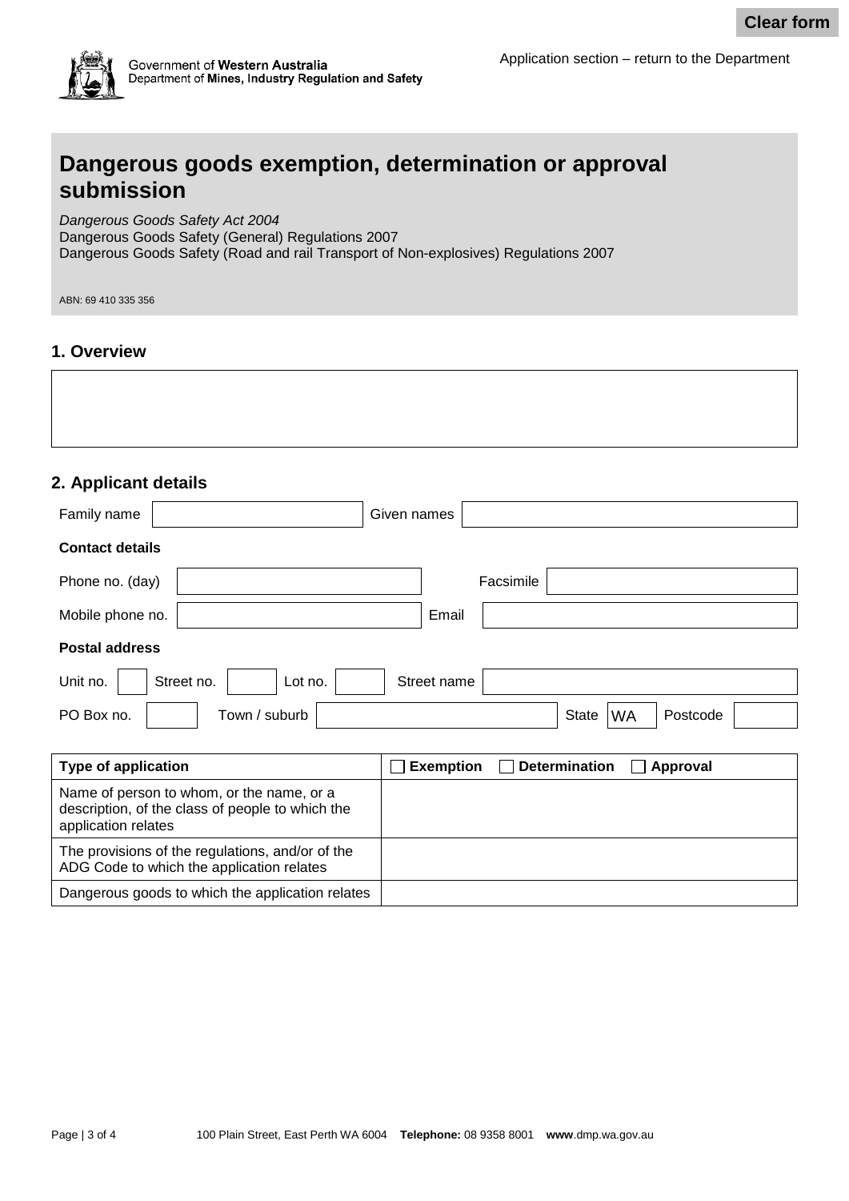Clear form

Government of Western Australia
Department of Mines, Industry Regulation and Safety

Application section – return to the Department

# Dangerous goods exemption, determination or approval submission

*Dangerous Goods Safety Act 2004*
Dangerous Goods Safety (General) Regulations 2007
Dangerous Goods Safety (Road and rail Transport of Non-explosives) Regulations 2007

ABN: 69 410 335 356

## 1. Overview

## 2. Applicant details

Family name | Given names

**Contact details**

Phone no. (day) | Facsimile

Mobile phone no. | Email

**Postal address**

Unit no. | Street no. | Lot no. | Street name

PO Box no. | Town / suburb | State WA | Postcode

| **Type of application** | ☐ **Exemption** ☐ **Determination** ☐ **Approval** |
|---|---|
| Name of person to whom, or the name, or a description, of the class of people to which the application relates | |
| The provisions of the regulations, and/or of the ADG Code to which the application relates | |
| Dangerous goods to which the application relates | |

100 Plain Street, East Perth WA 6004 **Telephone:** 08 9358 8001 **www**.dmp.wa.gov.au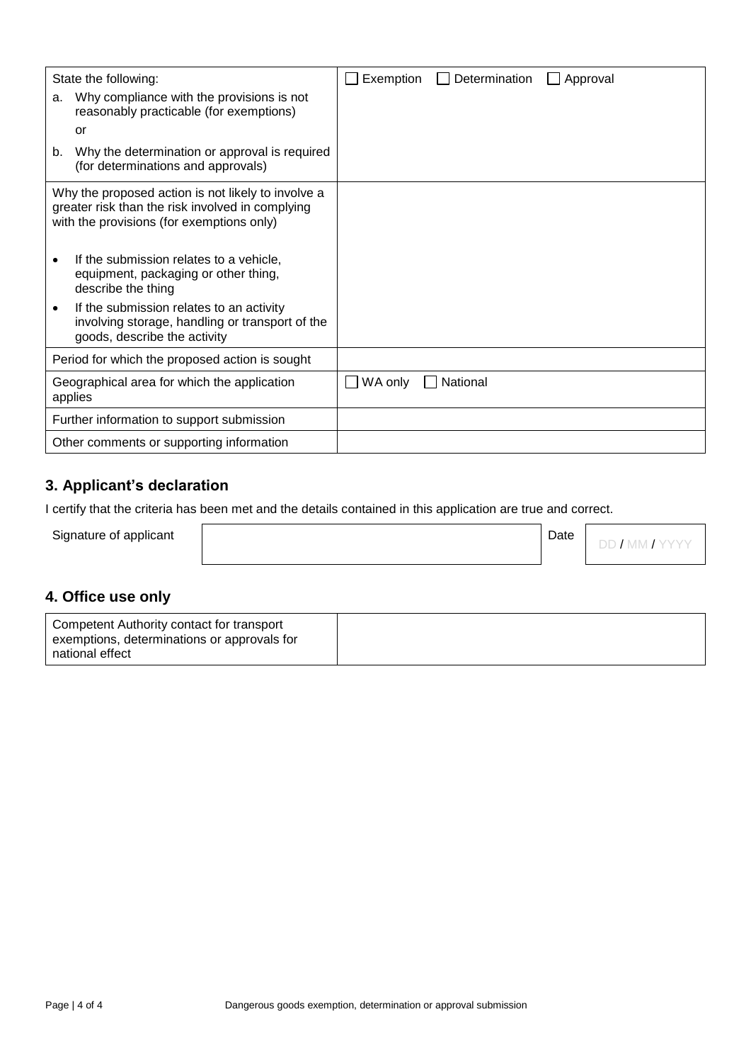| | |
|---|---|
| State the following:<br>a. Why compliance with the provisions is not reasonably practicable (for exemptions)<br>or<br>b. Why the determination or approval is required (for determinations and approvals) | ☐ Exemption ☐ Determination ☐ Approval |
| Why the proposed action is not likely to involve a greater risk than the risk involved in complying with the provisions (for exemptions only)<br>• If the submission relates to a vehicle, equipment, packaging or other thing, describe the thing<br>• If the submission relates to an activity involving storage, handling or transport of the goods, describe the activity | |
| Period for which the proposed action is sought | |
| Geographical area for which the application applies | ☐ WA only ☐ National |
| Further information to support submission | |
| Other comments or supporting information | |

## 3. Applicant's declaration

I certify that the criteria has been met and the details contained in this application are true and correct.

| | | | |
|---|---|---|---|
| Signature of applicant | | Date | DD / MM / YYYY |

## 4. Office use only

| | |
|---|---|
| Competent Authority contact for transport exemptions, determinations or approvals for national effect | |